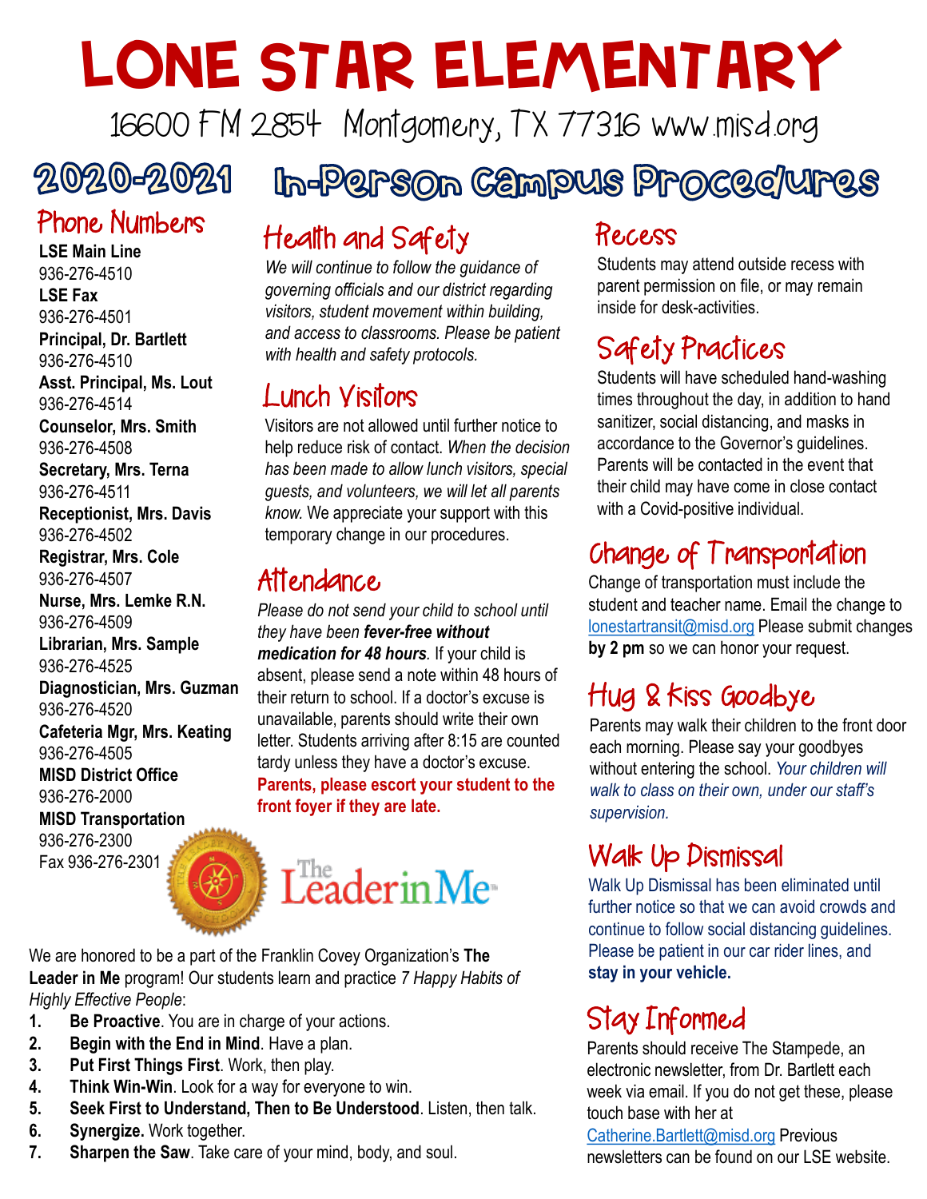# Lone Star Elementary

16600 FM 2854 Montgomery, TX 77316 www.misd.org

## 2020-2021 In-Person Campus Procedures

### Phone Numbers

**LSE Main Line**
936-276-4510
**LSE Fax**
936-276-4501
**Principal, Dr. Bartlett**
936-276-4510
**Asst. Principal, Ms. Lout**
936-276-4514
**Counselor, Mrs. Smith**
936-276-4508
**Secretary, Mrs. Terna**
936-276-4511
**Receptionist, Mrs. Davis**
936-276-4502
**Registrar, Mrs. Cole**
936-276-4507
**Nurse, Mrs. Lemke R.N.**
936-276-4509
**Librarian, Mrs. Sample**
936-276-4525
**Diagnostician, Mrs. Guzman**
936-276-4520
**Cafeteria Mgr, Mrs. Keating**
936-276-4505
**MISD District Office**
936-276-2000
**MISD Transportation**
936-276-2300
Fax 936-276-2301

### Health and Safety

*We will continue to follow the guidance of governing officials and our district regarding visitors, student movement within building, and access to classrooms. Please be patient with health and safety protocols.*

### Lunch Visitors

Visitors are not allowed until further notice to help reduce risk of contact. *When the decision has been made to allow lunch visitors, special guests, and volunteers, we will let all parents know.* We appreciate your support with this temporary change in our procedures.

### Attendance

*Please do not send your child to school until they have been **fever-free without medication for 48 hours**.* If your child is absent, please send a note within 48 hours of their return to school. If a doctor's excuse is unavailable, parents should write their own letter. Students arriving after 8:15 are counted tardy unless they have a doctor's excuse. **Parents, please escort your student to the front foyer if they are late.**

The Leader in Me

We are honored to be a part of the Franklin Covey Organization's **The Leader in Me** program! Our students learn and practice *7 Happy Habits of Highly Effective People*:

1. **Be Proactive**. You are in charge of your actions.
2. **Begin with the End in Mind**. Have a plan.
3. **Put First Things First**. Work, then play.
4. **Think Win-Win**. Look for a way for everyone to win.
5. **Seek First to Understand, Then to Be Understood**. Listen, then talk.
6. **Synergize.** Work together.
7. **Sharpen the Saw**. Take care of your mind, body, and soul.

### Recess

Students may attend outside recess with parent permission on file, or may remain inside for desk-activities.

### Safety Practices

Students will have scheduled hand-washing times throughout the day, in addition to hand sanitizer, social distancing, and masks in accordance to the Governor's guidelines. Parents will be contacted in the event that their child may have come in close contact with a Covid-positive individual.

### Change of Transportation

Change of transportation must include the student and teacher name. Email the change to lonestartransit@misd.org Please submit changes **by 2 pm** so we can honor your request.

### Hug & Kiss Goodbye

Parents may walk their children to the front door each morning. Please say your goodbyes without entering the school. *Your children will walk to class on their own, under our staff's supervision.*

### Walk Up Dismissal

Walk Up Dismissal has been eliminated until further notice so that we can avoid crowds and continue to follow social distancing guidelines. Please be patient in our car rider lines, and **stay in your vehicle.**

### Stay Informed

Parents should receive The Stampede, an electronic newsletter, from Dr. Bartlett each week via email. If you do not get these, please touch base with her at Catherine.Bartlett@misd.org Previous newsletters can be found on our LSE website.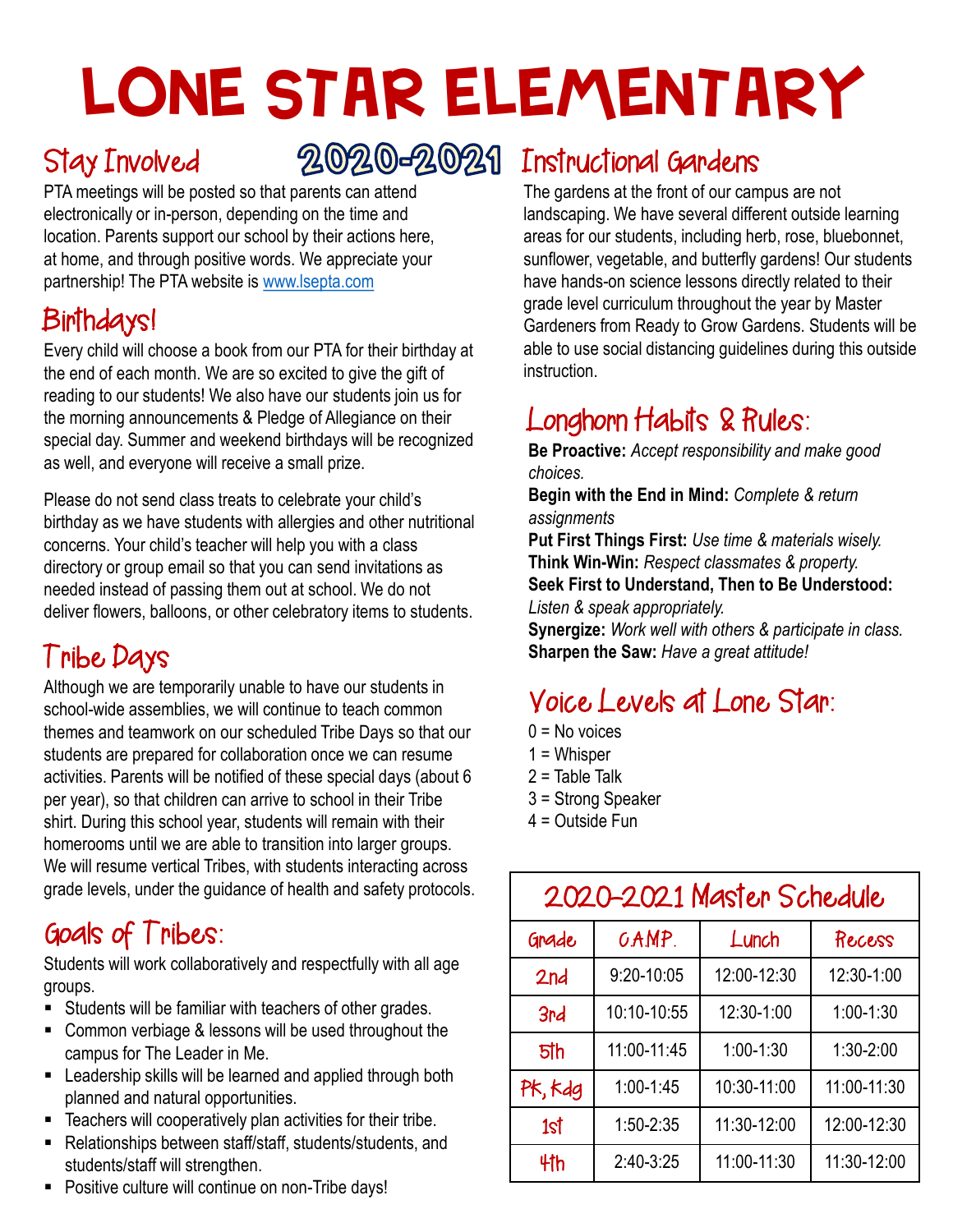# Lone Star Elementary

2020-2021

## Stay Involved

PTA meetings will be posted so that parents can attend electronically or in-person, depending on the time and location. Parents support our school by their actions here, at home, and through positive words. We appreciate your partnership! The PTA website is www.lsepta.com

## Birthdays!

Every child will choose a book from our PTA for their birthday at the end of each month. We are so excited to give the gift of reading to our students! We also have our students join us for the morning announcements & Pledge of Allegiance on their special day. Summer and weekend birthdays will be recognized as well, and everyone will receive a small prize.

Please do not send class treats to celebrate your child's birthday as we have students with allergies and other nutritional concerns. Your child's teacher will help you with a class directory or group email so that you can send invitations as needed instead of passing them out at school. We do not deliver flowers, balloons, or other celebratory items to students.

## Tribe Days

Although we are temporarily unable to have our students in school-wide assemblies, we will continue to teach common themes and teamwork on our scheduled Tribe Days so that our students are prepared for collaboration once we can resume activities. Parents will be notified of these special days (about 6 per year), so that children can arrive to school in their Tribe shirt. During this school year, students will remain with their homerooms until we are able to transition into larger groups. We will resume vertical Tribes, with students interacting across grade levels, under the guidance of health and safety protocols.

## Goals of Tribes:

Students will work collaboratively and respectfully with all age groups.

- Students will be familiar with teachers of other grades.
- Common verbiage & lessons will be used throughout the campus for The Leader in Me.
- Leadership skills will be learned and applied through both planned and natural opportunities.
- Teachers will cooperatively plan activities for their tribe.
- Relationships between staff/staff, students/students, and students/staff will strengthen.
- Positive culture will continue on non-Tribe days!

## Instructional Gardens

The gardens at the front of our campus are not landscaping. We have several different outside learning areas for our students, including herb, rose, bluebonnet, sunflower, vegetable, and butterfly gardens! Our students have hands-on science lessons directly related to their grade level curriculum throughout the year by Master Gardeners from Ready to Grow Gardens. Students will be able to use social distancing guidelines during this outside instruction.

## Longhorn Habits & Rules:

**Be Proactive:** *Accept responsibility and make good choices.*
**Begin with the End in Mind:** *Complete & return assignments*
**Put First Things First:** *Use time & materials wisely.*
**Think Win-Win:** *Respect classmates & property.*
**Seek First to Understand, Then to Be Understood:** *Listen & speak appropriately.*
**Synergize:** *Work well with others & participate in class.*
**Sharpen the Saw:** *Have a great attitude!*

## Voice Levels at Lone Star:

0 = No voices
1 = Whisper
2 = Table Talk
3 = Strong Speaker
4 = Outside Fun

## 2020-2021 Master Schedule

| Grade | C.A.M.P. | Lunch | Recess |
|---|---|---|---|
| 2nd | 9:20-10:05 | 12:00-12:30 | 12:30-1:00 |
| 3rd | 10:10-10:55 | 12:30-1:00 | 1:00-1:30 |
| 5th | 11:00-11:45 | 1:00-1:30 | 1:30-2:00 |
| PK, Kdg | 1:00-1:45 | 10:30-11:00 | 11:00-11:30 |
| 1st | 1:50-2:35 | 11:30-12:00 | 12:00-12:30 |
| 4th | 2:40-3:25 | 11:00-11:30 | 11:30-12:00 |